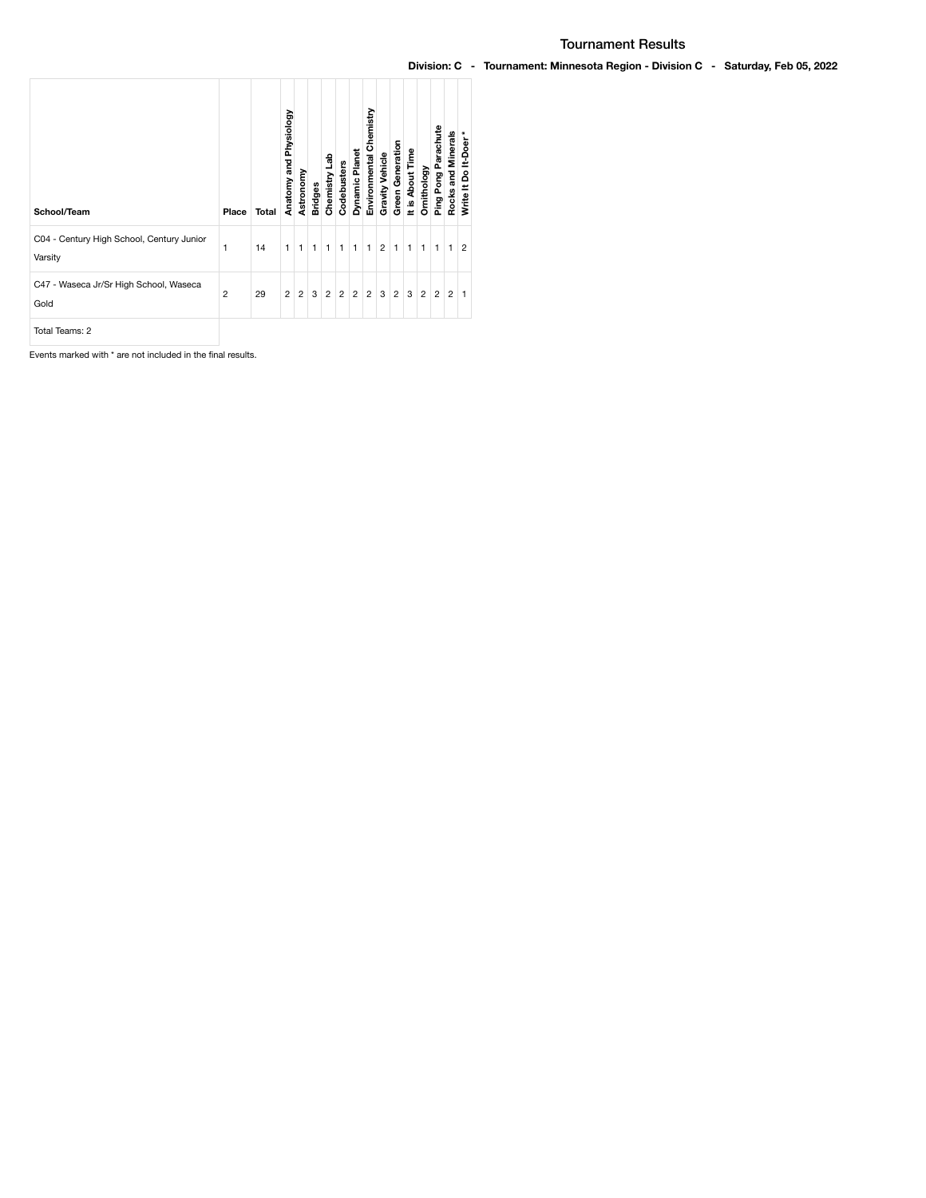# Tournament Results

**Division: C - Tournament: Minnesota Region - Division C - Saturday, Feb 05, 2022**

| School/Team | Place | Total | Anatomy and Physiology | Astronomy | Bridges | Chemistry Lab | Codebusters | Dynamic Planet | Environmental Chemistry | Gravity Vehicle | Green Generation | It is About Time | Ornithology | Ping Pong Parachute | Rocks and Minerals | Write It Do It-Doer* |
|---|---|---|---|---|---|---|---|---|---|---|---|---|---|---|---|---|
| C04 - Century High School, Century Junior Varsity | 1 | 14 | 1 | 1 | 1 | 1 | 1 | 1 | 1 | 2 | 1 | 1 | 1 | 1 | 1 | 2 |
| C47 - Waseca Jr/Sr High School, Waseca Gold | 2 | 29 | 2 | 2 | 3 | 2 | 2 | 2 | 2 | 3 | 2 | 3 | 2 | 2 | 2 | 1 |
| Total Teams: 2 | | | | | | | | | | | | | | | | |

Events marked with * are not included in the final results.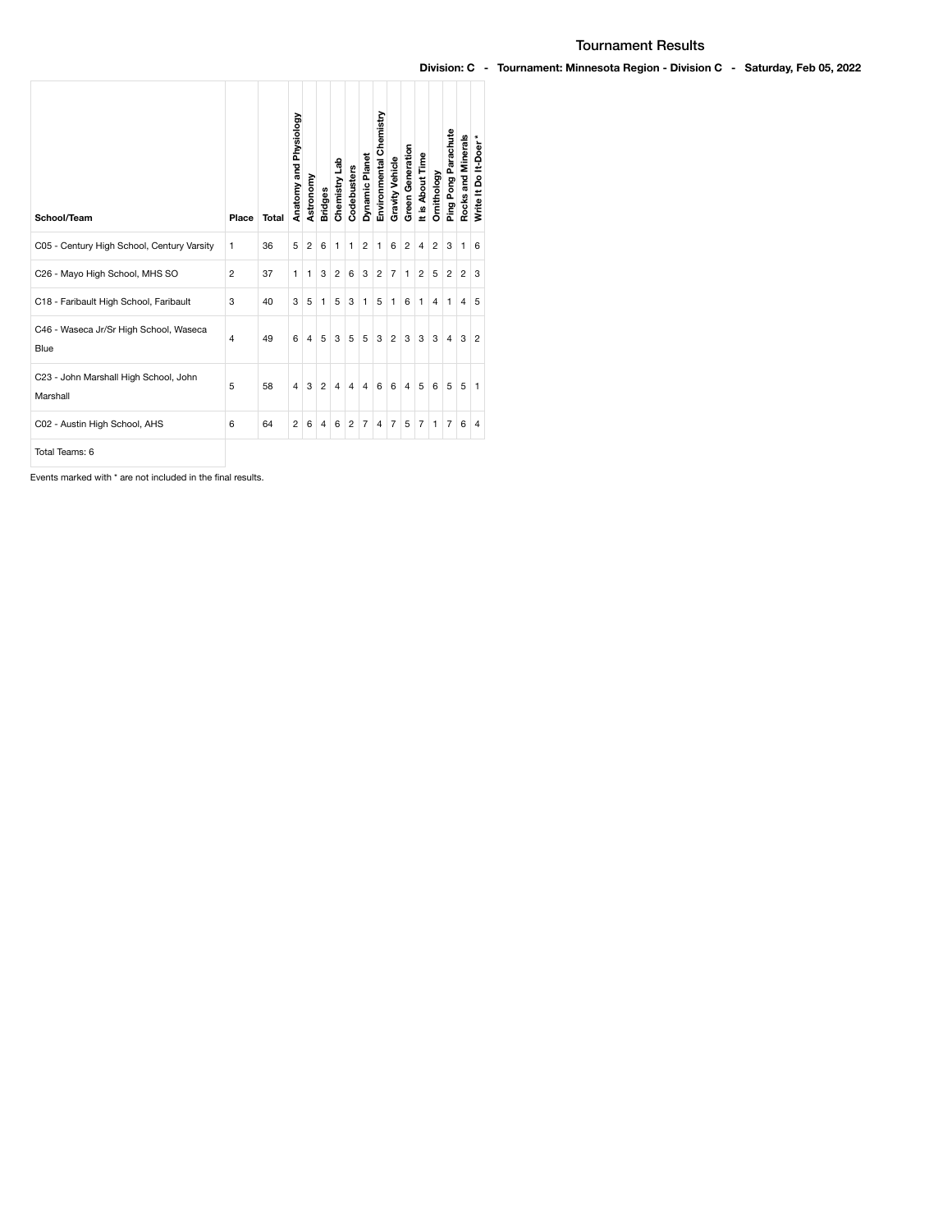# Tournament Results

**Division: C - Tournament: Minnesota Region - Division C - Saturday, Feb 05, 2022**

| School/Team | Place | Total | Anatomy and Physiology | Astronomy | Bridges | Chemistry Lab | Codebusters | Dynamic Planet | Environmental Chemistry | Gravity Vehicle | Green Generation | It is About Time | Ornithology | Ping Pong Parachute | Rocks and Minerals | Write It Do It-Doer* |
|---|---|---|---|---|---|---|---|---|---|---|---|---|---|---|---|---|
| C05 - Century High School, Century Varsity | 1 | 36 | 5 | 2 | 6 | 1 | 1 | 2 | 1 | 6 | 2 | 4 | 2 | 3 | 1 | 6 |
| C26 - Mayo High School, MHS SO | 2 | 37 | 1 | 1 | 3 | 2 | 6 | 3 | 2 | 7 | 1 | 2 | 5 | 2 | 2 | 3 |
| C18 - Faribault High School, Faribault | 3 | 40 | 3 | 5 | 1 | 5 | 3 | 1 | 5 | 1 | 6 | 1 | 4 | 1 | 4 | 5 |
| C46 - Waseca Jr/Sr High School, Waseca Blue | 4 | 49 | 6 | 4 | 5 | 3 | 5 | 5 | 3 | 2 | 3 | 3 | 3 | 4 | 3 | 2 |
| C23 - John Marshall High School, John Marshall | 5 | 58 | 4 | 3 | 2 | 4 | 4 | 4 | 6 | 6 | 4 | 5 | 6 | 5 | 5 | 1 |
| C02 - Austin High School, AHS | 6 | 64 | 2 | 6 | 4 | 6 | 2 | 7 | 4 | 7 | 5 | 7 | 1 | 7 | 6 | 4 |
| Total Teams: 6 | | | | | | | | | | | | | | | | |

Events marked with * are not included in the final results.